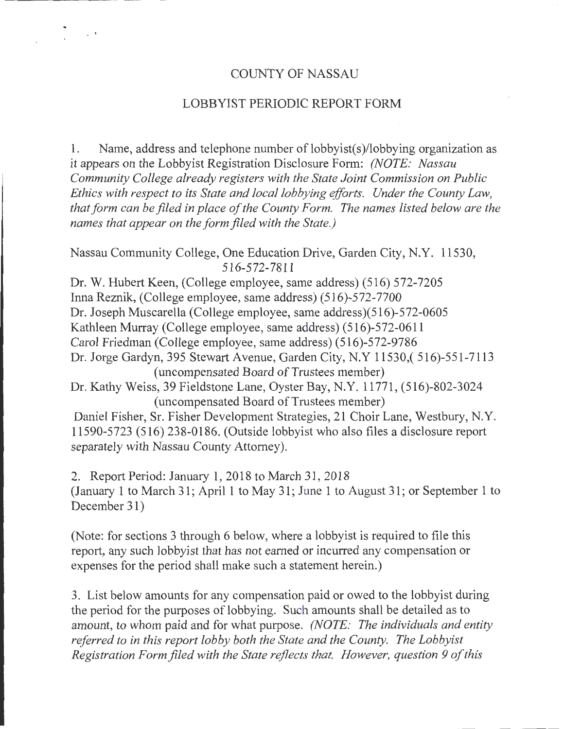# COUNTY OF NASSAU

## LOBBYIST PERIODIC REPORT FORM

1. Name, address and telephone number of lobbyist(s)/lobbying organization as it appears on the Lobbyist Registration Disclosure Form: *(NOTE: Nassau Community College already registers with the State Joint Commission on Public Ethics with respect to its State and local lobbying efforts. Under the County Law, that form can be filed in place of the County Form. The names listed below are the names that appear on the form filed with the State.)*

Nassau Community College, One Education Drive, Garden City, N.Y. 11530, 516-572-7811

Dr. W. Hubert Keen, (College employee, same address) (516) 572-7205

Inna Reznik, (College employee, same address) (516)-572-7700

Dr. Joseph Muscarella (College employee, same address)(516)-572-0605

Kathleen Murray (College employee, same address) (516)-572-0611

Carol Friedman (College employee, same address) (516)-572-9786

Dr. Jorge Gardyn, 395 Stewart Avenue, Garden City, N.Y 11530,( 516)-551-7113 (uncompensated Board of Trustees member)

Dr. Kathy Weiss, 39 Fieldstone Lane, Oyster Bay, N.Y. 11771, (516)-802-3024 (uncompensated Board of Trustees member)

Daniel Fisher, Sr. Fisher Development Strategies, 21 Choir Lane, Westbury, N.Y. 11590-5723 (516) 238-0186. (Outside lobbyist who also files a disclosure report separately with Nassau County Attorney).

2. Report Period: January 1, 2018 to March 31, 2018
(January 1 to March 31; April 1 to May 31; June 1 to August 31; or September 1 to December 31)

(Note: for sections 3 through 6 below, where a lobbyist is required to file this report, any such lobbyist that has not earned or incurred any compensation or expenses for the period shall make such a statement herein.)

3. List below amounts for any compensation paid or owed to the lobbyist during the period for the purposes of lobbying. Such amounts shall be detailed as to amount, to whom paid and for what purpose. *(NOTE: The individuals and entity referred to in this report lobby both the State and the County. The Lobbyist Registration Form filed with the State reflects that. However, question 9 of this*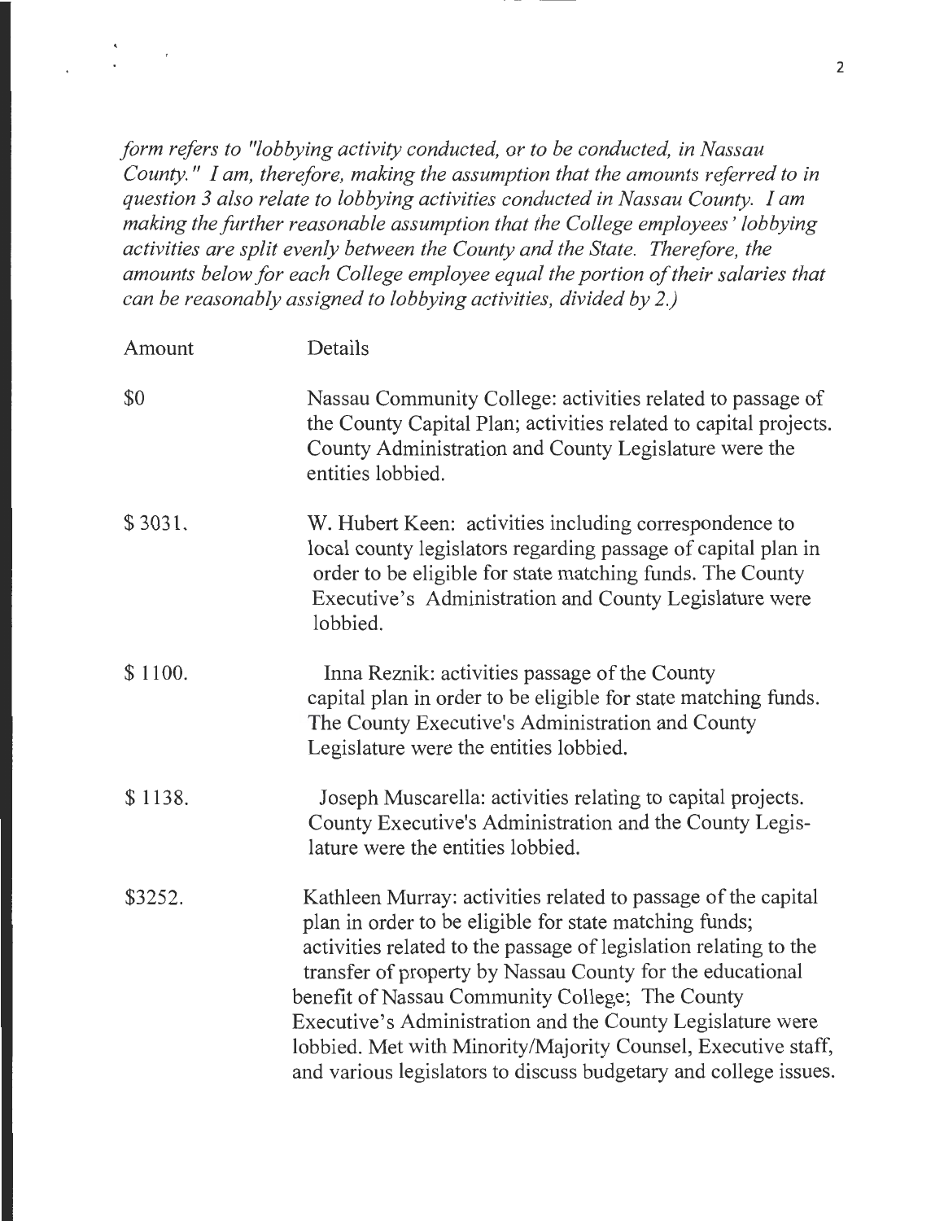*form refers to "lobbying activity conducted, or to be conducted, in Nassau County." I am, therefore, making the assumption that the amounts referred to in question 3 also relate to lobbying activities conducted in Nassau County. I am making the further reasonable assumption that the College employees' lobbying activities are split evenly between the County and the State. Therefore, the amounts below for each College employee equal the portion of their salaries that can be reasonably assigned to lobbying activities, divided by 2.)*

| Amount | Details |
|---|---|
| $0 | Nassau Community College: activities related to passage of the County Capital Plan; activities related to capital projects. County Administration and County Legislature were the entities lobbied. |
| $ 3031. | W. Hubert Keen: activities including correspondence to local county legislators regarding passage of capital plan in order to be eligible for state matching funds. The County Executive's Administration and County Legislature were lobbied. |
| $ 1100. | Inna Reznik: activities passage of the County capital plan in order to be eligible for state matching funds. The County Executive's Administration and County Legislature were the entities lobbied. |
| $ 1138. | Joseph Muscarella: activities relating to capital projects. County Executive's Administration and the County Legislature were the entities lobbied. |
| $3252. | Kathleen Murray: activities related to passage of the capital plan in order to be eligible for state matching funds; activities related to the passage of legislation relating to the transfer of property by Nassau County for the educational benefit of Nassau Community College; The County Executive's Administration and the County Legislature were lobbied. Met with Minority/Majority Counsel, Executive staff, and various legislators to discuss budgetary and college issues. |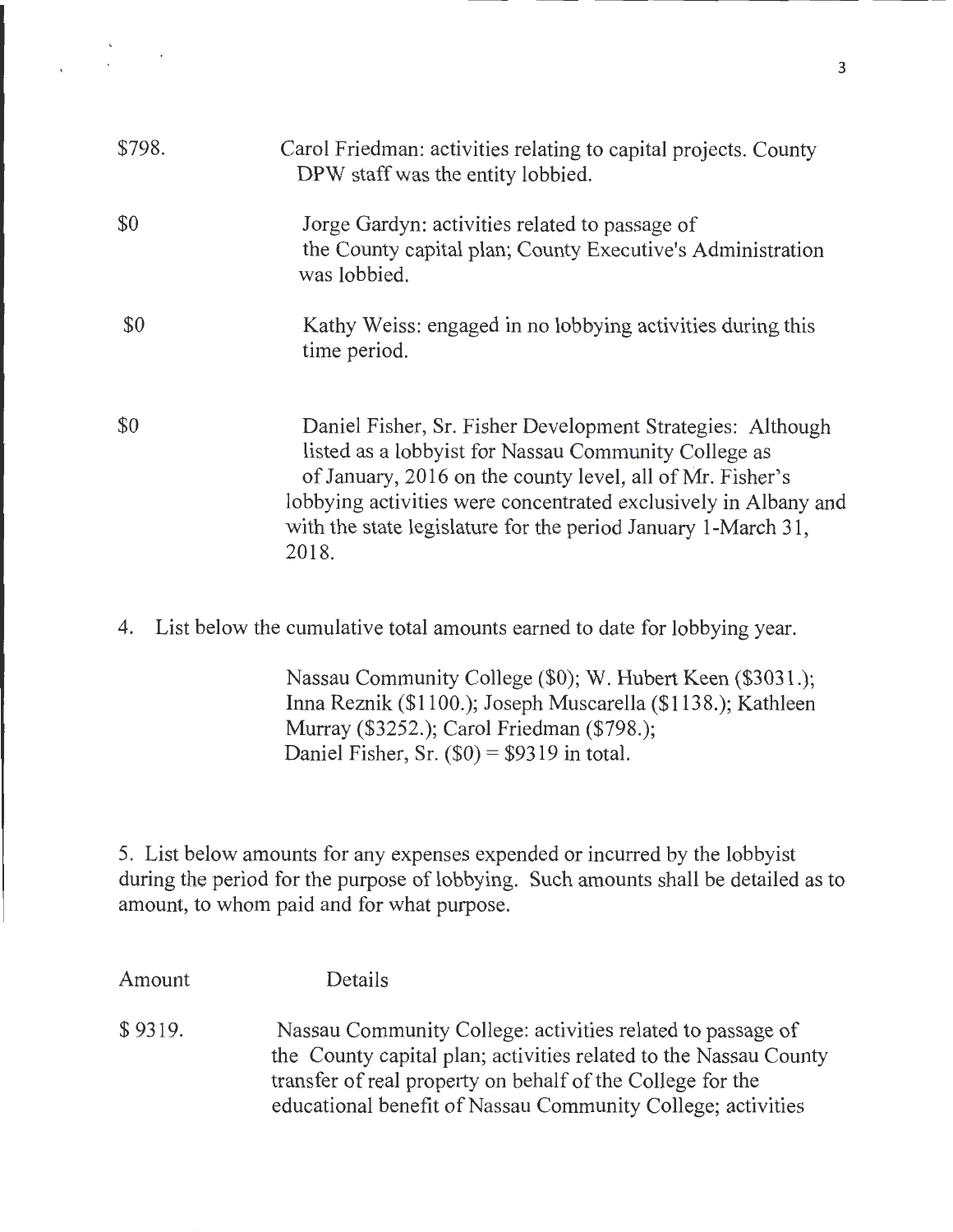| | |
|---|---|
| \$798. | Carol Friedman: activities relating to capital projects. County DPW staff was the entity lobbied. |
| \$0 | Jorge Gardyn: activities related to passage of the County capital plan; County Executive's Administration was lobbied. |
| \$0 | Kathy Weiss: engaged in no lobbying activities during this time period. |
| \$0 | Daniel Fisher, Sr. Fisher Development Strategies: Although listed as a lobbyist for Nassau Community College as of January, 2016 on the county level, all of Mr. Fisher's lobbying activities were concentrated exclusively in Albany and with the state legislature for the period January 1-March 31, 2018. |

4. List below the cumulative total amounts earned to date for lobbying year.

   Nassau Community College (\$0); W. Hubert Keen (\$3031.); Inna Reznik (\$1100.); Joseph Muscarella (\$1138.); Kathleen Murray (\$3252.); Carol Friedman (\$798.); Daniel Fisher, Sr. (\$0) = \$9319 in total.

5. List below amounts for any expenses expended or incurred by the lobbyist during the period for the purpose of lobbying. Such amounts shall be detailed as to amount, to whom paid and for what purpose.

| Amount | Details |
|---|---|
| \$ 9319. | Nassau Community College: activities related to passage of the County capital plan; activities related to the Nassau County transfer of real property on behalf of the College for the educational benefit of Nassau Community College; activities |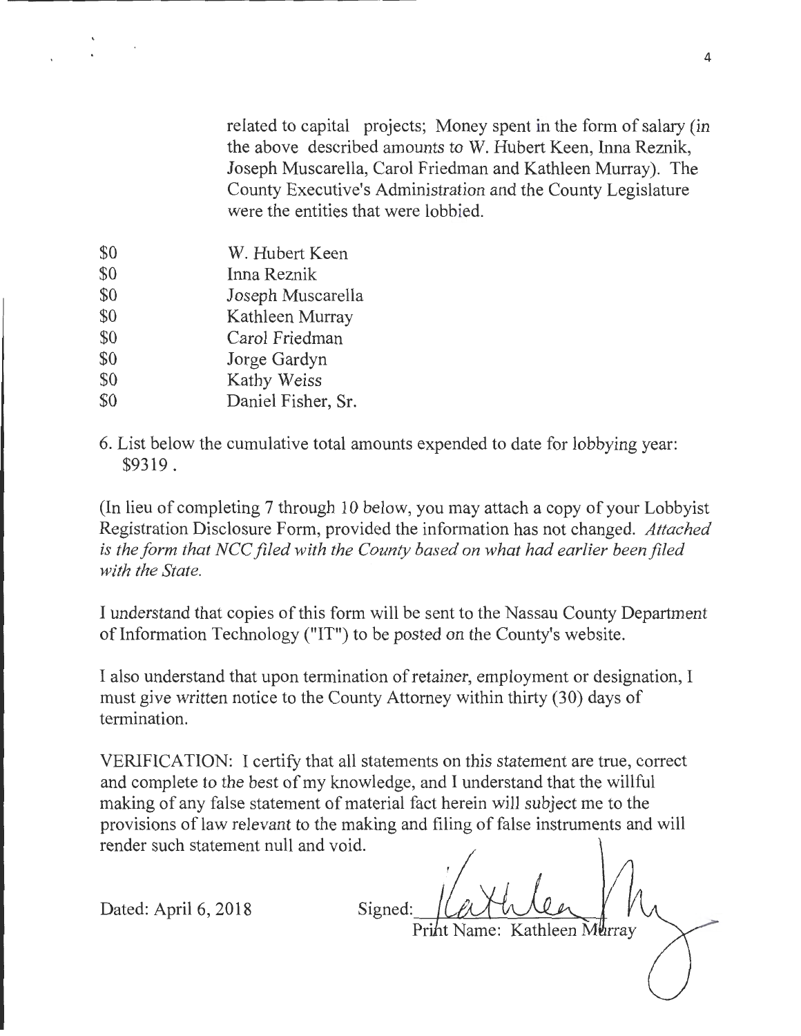related to capital projects; Money spent in the form of salary (in the above described amounts to W. Hubert Keen, Inna Reznik, Joseph Muscarella, Carol Friedman and Kathleen Murray). The County Executive's Administration and the County Legislature were the entities that were lobbied.

| | |
|---|---|
| $0 | W. Hubert Keen |
| $0 | Inna Reznik |
| $0 | Joseph Muscarella |
| $0 | Kathleen Murray |
| $0 | Carol Friedman |
| $0 | Jorge Gardyn |
| $0 | Kathy Weiss |
| $0 | Daniel Fisher, Sr. |

6. List below the cumulative total amounts expended to date for lobbying year: $9319 .

(In lieu of completing 7 through 10 below, you may attach a copy of your Lobbyist Registration Disclosure Form, provided the information has not changed. *Attached is the form that NCC filed with the County based on what had earlier been filed with the State.*

I understand that copies of this form will be sent to the Nassau County Department of Information Technology ("IT") to be posted on the County's website.

I also understand that upon termination of retainer, employment or designation, I must give written notice to the County Attorney within thirty (30) days of termination.

VERIFICATION: I certify that all statements on this statement are true, correct and complete to the best of my knowledge, and I understand that the willful making of any false statement of material fact herein will subject me to the provisions of law relevant to the making and filing of false instruments and will render such statement null and void.

Dated: April 6, 2018

Signed: Kathleen Murray
Print Name: Kathleen Murray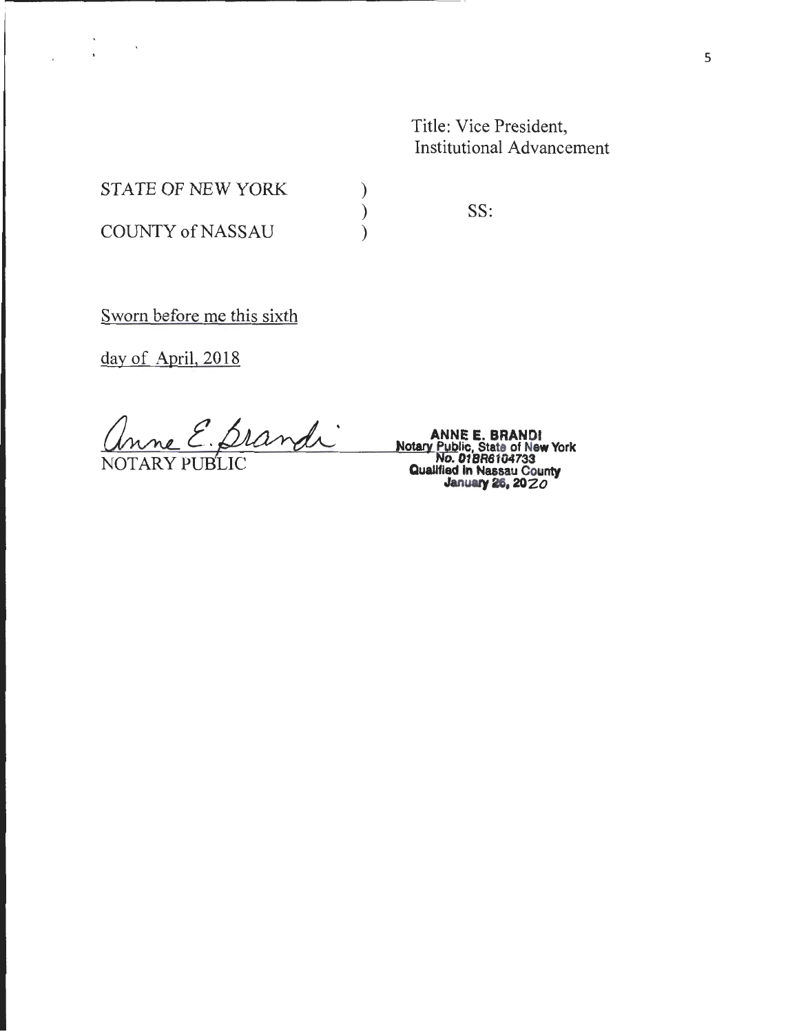Title: Vice President,
Institutional Advancement

STATE OF NEW YORK )
) SS:
COUNTY of NASSAU )

Sworn before me this sixth

day of April, 2018

Anne E. Brandi
NOTARY PUBLIC

ANNE E. BRANDI
Notary Public, State of New York
No. 01BR6104733
Qualified in Nassau County
January 26, 2020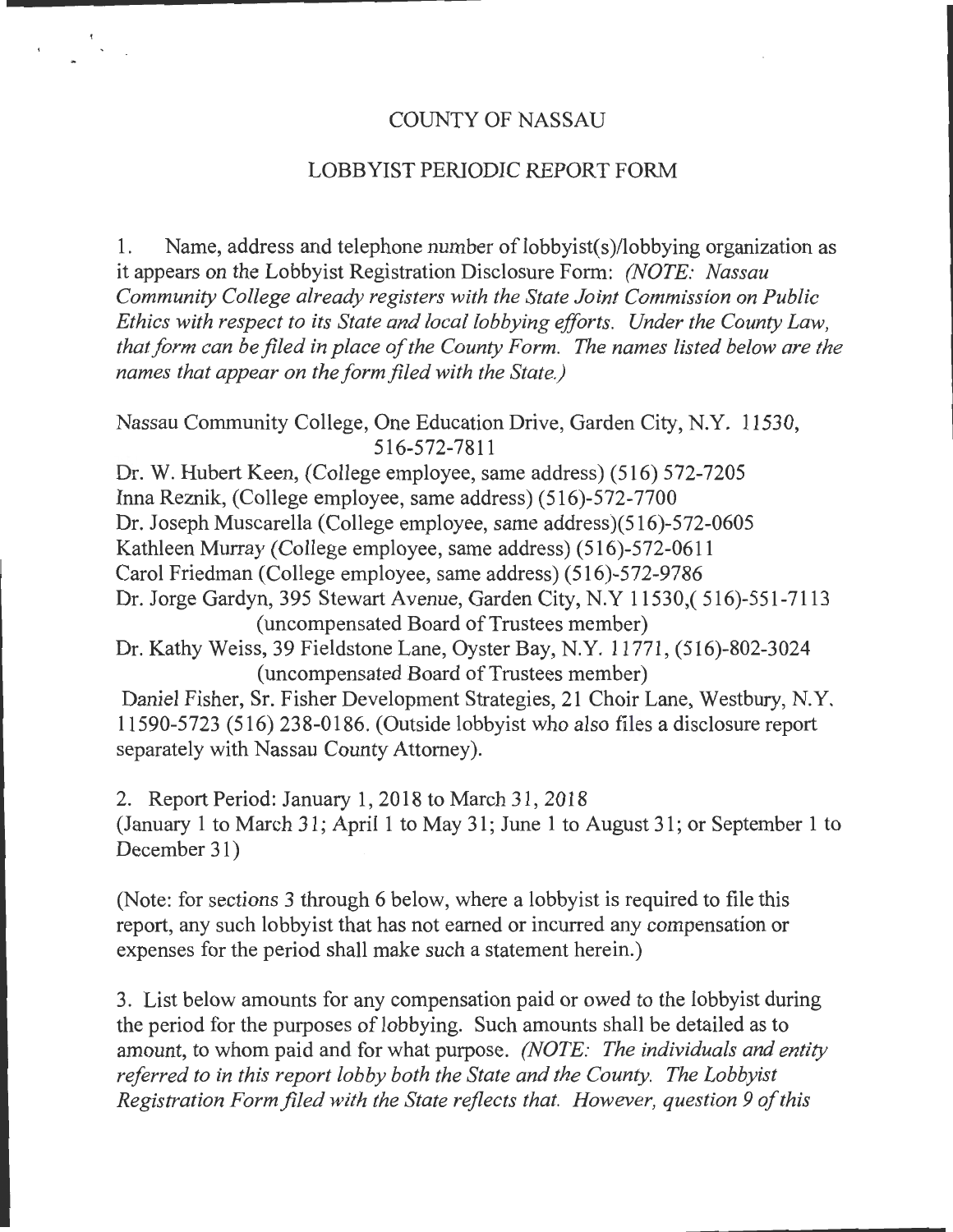# COUNTY OF NASSAU

## LOBBYIST PERIODIC REPORT FORM

1. Name, address and telephone number of lobbyist(s)/lobbying organization as it appears on the Lobbyist Registration Disclosure Form: *(NOTE: Nassau Community College already registers with the State Joint Commission on Public Ethics with respect to its State and local lobbying efforts. Under the County Law, that form can be filed in place of the County Form. The names listed below are the names that appear on the form filed with the State.)*

Nassau Community College, One Education Drive, Garden City, N.Y. 11530, 516-572-7811

Dr. W. Hubert Keen, (College employee, same address) (516) 572-7205

Inna Reznik, (College employee, same address) (516)-572-7700

Dr. Joseph Muscarella (College employee, same address)(516)-572-0605

Kathleen Murray (College employee, same address) (516)-572-0611

Carol Friedman (College employee, same address) (516)-572-9786

Dr. Jorge Gardyn, 395 Stewart Avenue, Garden City, N.Y 11530,( 516)-551-7113 (uncompensated Board of Trustees member)

Dr. Kathy Weiss, 39 Fieldstone Lane, Oyster Bay, N.Y. 11771, (516)-802-3024 (uncompensated Board of Trustees member)

Daniel Fisher, Sr. Fisher Development Strategies, 21 Choir Lane, Westbury, N.Y. 11590-5723 (516) 238-0186. (Outside lobbyist who also files a disclosure report separately with Nassau County Attorney).

2. Report Period: January 1, 2018 to March 31, 2018
(January 1 to March 31; April 1 to May 31; June 1 to August 31; or September 1 to December 31)

(Note: for sections 3 through 6 below, where a lobbyist is required to file this report, any such lobbyist that has not earned or incurred any compensation or expenses for the period shall make such a statement herein.)

3. List below amounts for any compensation paid or owed to the lobbyist during the period for the purposes of lobbying. Such amounts shall be detailed as to amount, to whom paid and for what purpose. *(NOTE: The individuals and entity referred to in this report lobby both the State and the County. The Lobbyist Registration Form filed with the State reflects that. However, question 9 of this*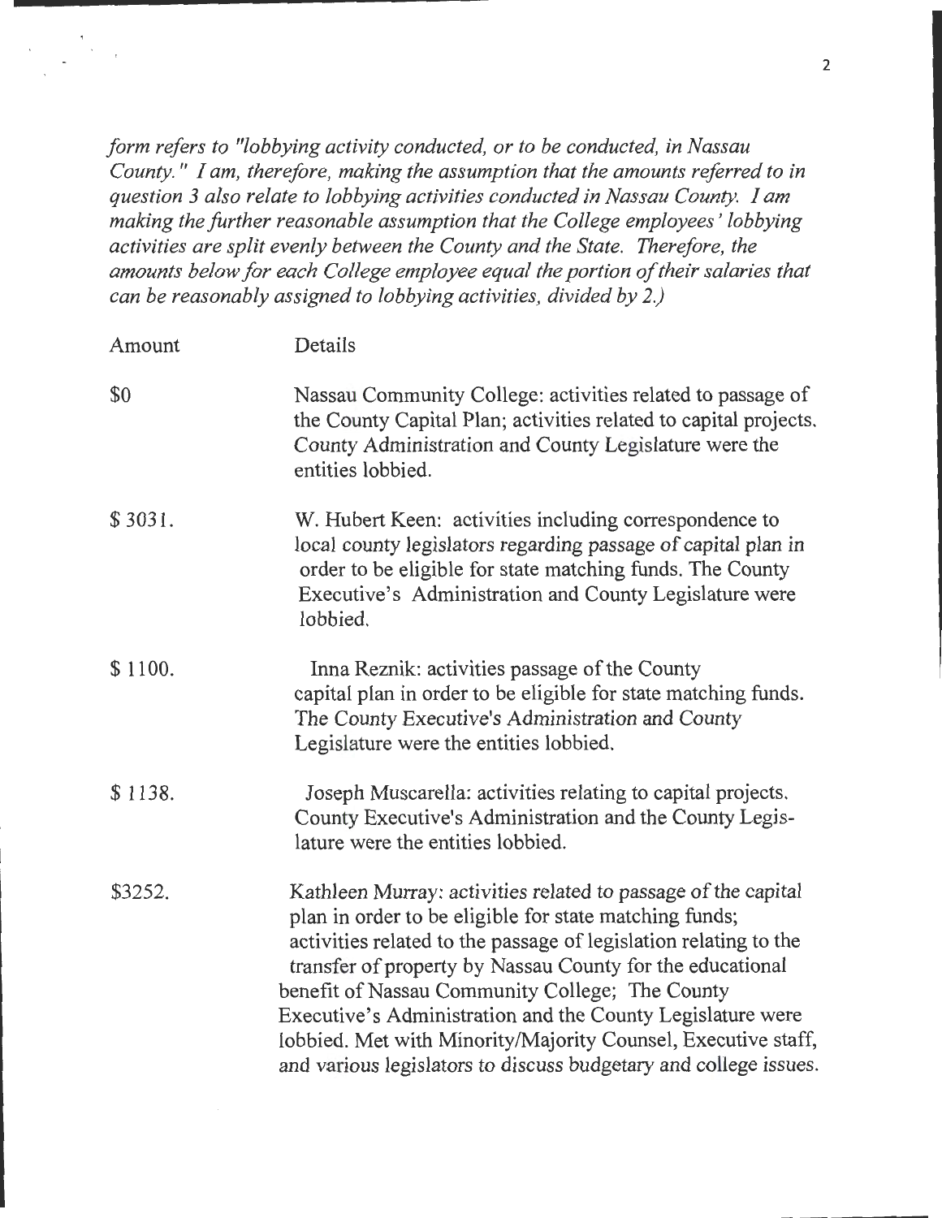*form refers to "lobbying activity conducted, or to be conducted, in Nassau County." I am, therefore, making the assumption that the amounts referred to in question 3 also relate to lobbying activities conducted in Nassau County. I am making the further reasonable assumption that the College employees' lobbying activities are split evenly between the County and the State. Therefore, the amounts below for each College employee equal the portion of their salaries that can be reasonably assigned to lobbying activities, divided by 2.)*

| Amount | Details |
|---|---|
| $0 | Nassau Community College: activities related to passage of the County Capital Plan; activities related to capital projects. County Administration and County Legislature were the entities lobbied. |
| $ 3031. | W. Hubert Keen: activities including correspondence to local county legislators regarding passage of capital plan in order to be eligible for state matching funds. The County Executive's Administration and County Legislature were lobbied. |
| $ 1100. | Inna Reznik: activities passage of the County capital plan in order to be eligible for state matching funds. The County Executive's Administration and County Legislature were the entities lobbied. |
| $ 1138. | Joseph Muscarella: activities relating to capital projects. County Executive's Administration and the County Legislature were the entities lobbied. |
| $3252. | Kathleen Murray: activities related to passage of the capital plan in order to be eligible for state matching funds; activities related to the passage of legislation relating to the transfer of property by Nassau County for the educational benefit of Nassau Community College; The County Executive's Administration and the County Legislature were lobbied. Met with Minority/Majority Counsel, Executive staff, and various legislators to discuss budgetary and college issues. |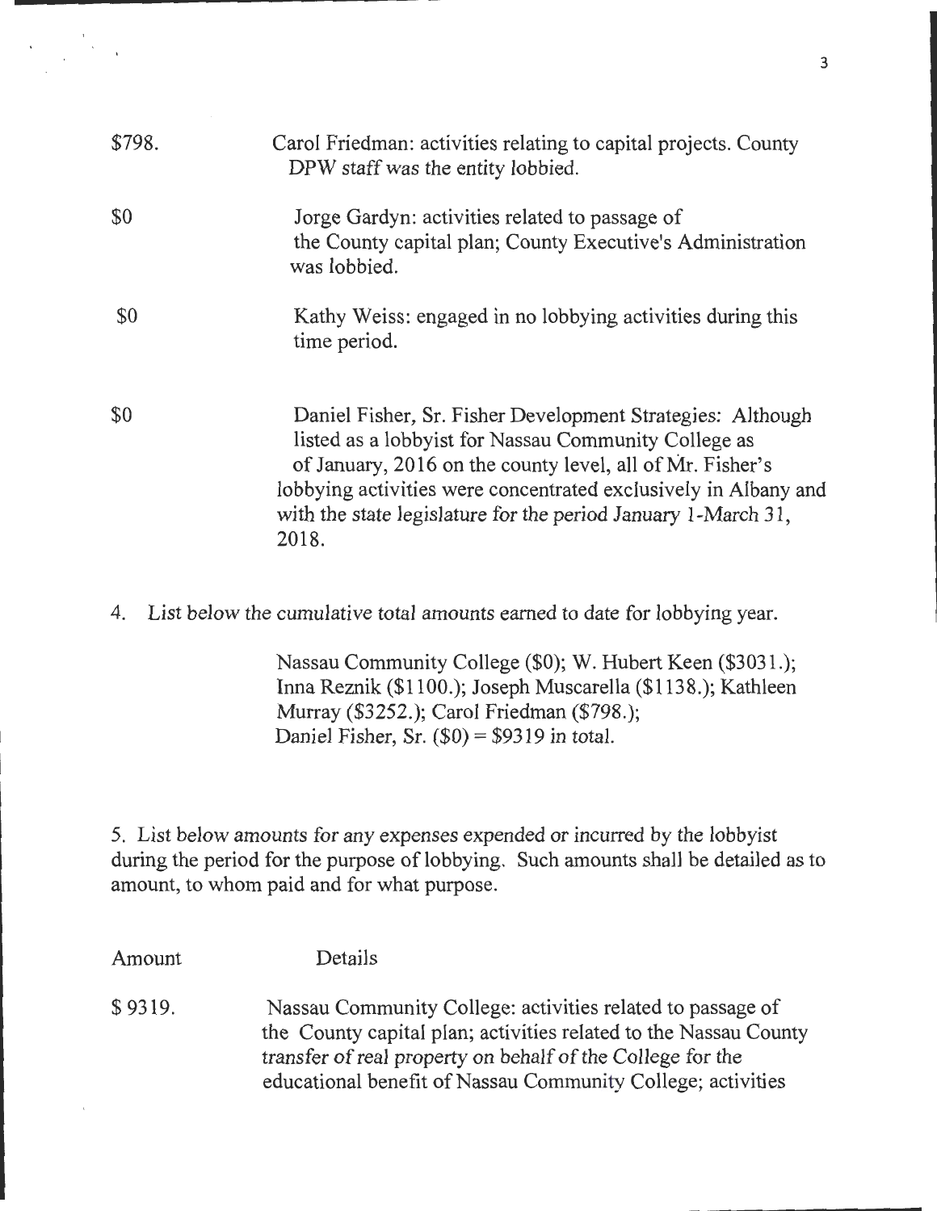| | |
|---|---|
| \$798. | Carol Friedman: activities relating to capital projects. County DPW staff was the entity lobbied. |
| \$0 | Jorge Gardyn: activities related to passage of the County capital plan; County Executive's Administration was lobbied. |
| \$0 | Kathy Weiss: engaged in no lobbying activities during this time period. |
| \$0 | Daniel Fisher, Sr. Fisher Development Strategies: Although listed as a lobbyist for Nassau Community College as of January, 2016 on the county level, all of Mr. Fisher's lobbying activities were concentrated exclusively in Albany and with the state legislature for the period January 1-March 31, 2018. |

4. List below the cumulative total amounts earned to date for lobbying year.

Nassau Community College (\$0); W. Hubert Keen (\$3031.); Inna Reznik (\$1100.); Joseph Muscarella (\$1138.); Kathleen Murray (\$3252.); Carol Friedman (\$798.); Daniel Fisher, Sr. (\$0) = \$9319 in total.

5. List below amounts for any expenses expended or incurred by the lobbyist during the period for the purpose of lobbying. Such amounts shall be detailed as to amount, to whom paid and for what purpose.

| Amount | Details |
|---|---|
| \$ 9319. | Nassau Community College: activities related to passage of the County capital plan; activities related to the Nassau County transfer of real property on behalf of the College for the educational benefit of Nassau Community College; activities |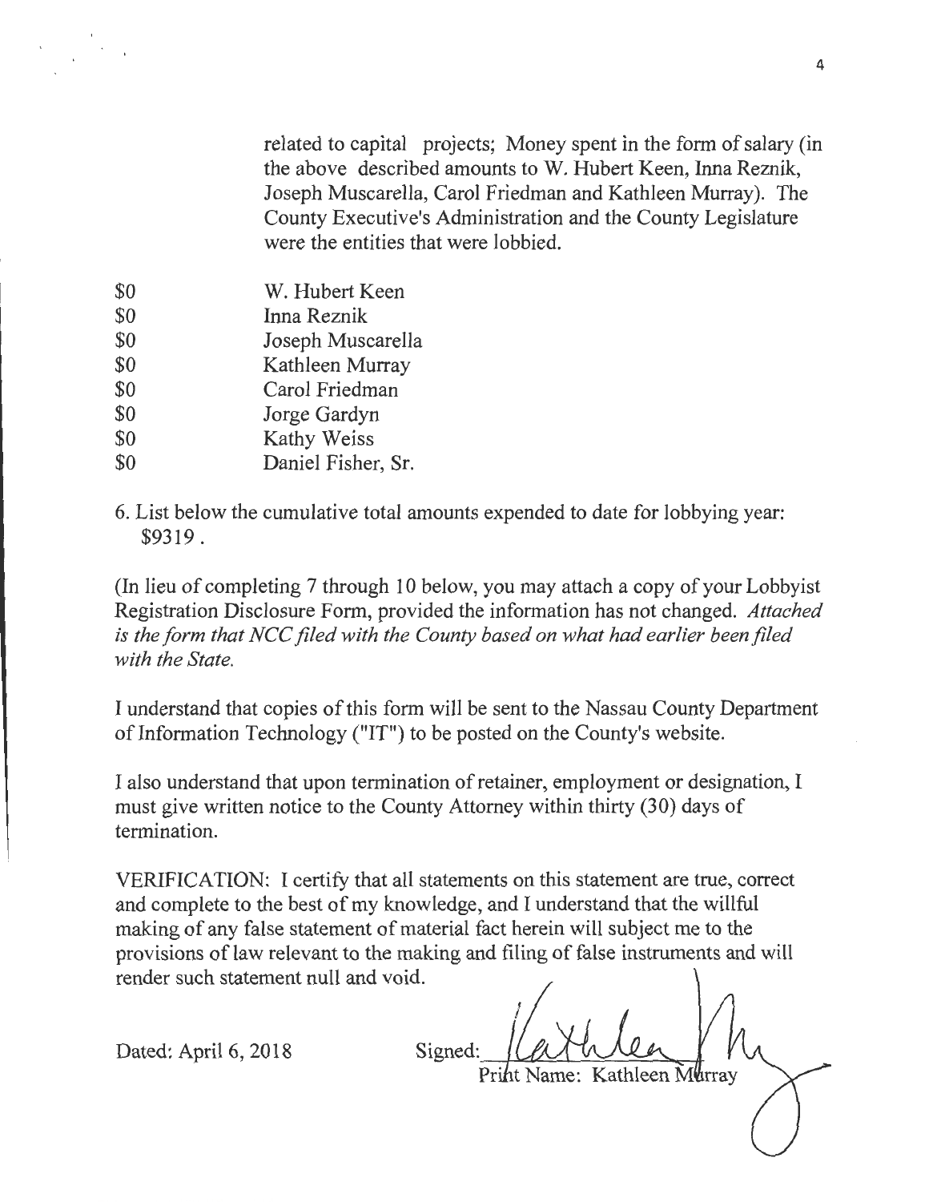related to capital projects; Money spent in the form of salary (in the above described amounts to W. Hubert Keen, Inna Reznik, Joseph Muscarella, Carol Friedman and Kathleen Murray). The County Executive's Administration and the County Legislature were the entities that were lobbied.

| | |
|---|---|
| $0 | W. Hubert Keen |
| $0 | Inna Reznik |
| $0 | Joseph Muscarella |
| $0 | Kathleen Murray |
| $0 | Carol Friedman |
| $0 | Jorge Gardyn |
| $0 | Kathy Weiss |
| $0 | Daniel Fisher, Sr. |

6. List below the cumulative total amounts expended to date for lobbying year: $9319.

(In lieu of completing 7 through 10 below, you may attach a copy of your Lobbyist Registration Disclosure Form, provided the information has not changed. *Attached is the form that NCC filed with the County based on what had earlier been filed with the State.*

I understand that copies of this form will be sent to the Nassau County Department of Information Technology ("IT") to be posted on the County's website.

I also understand that upon termination of retainer, employment or designation, I must give written notice to the County Attorney within thirty (30) days of termination.

VERIFICATION: I certify that all statements on this statement are true, correct and complete to the best of my knowledge, and I understand that the willful making of any false statement of material fact herein will subject me to the provisions of law relevant to the making and filing of false instruments and will render such statement null and void.

Dated: April 6, 2018

Signed: Kathleen M

Print Name: Kathleen Murray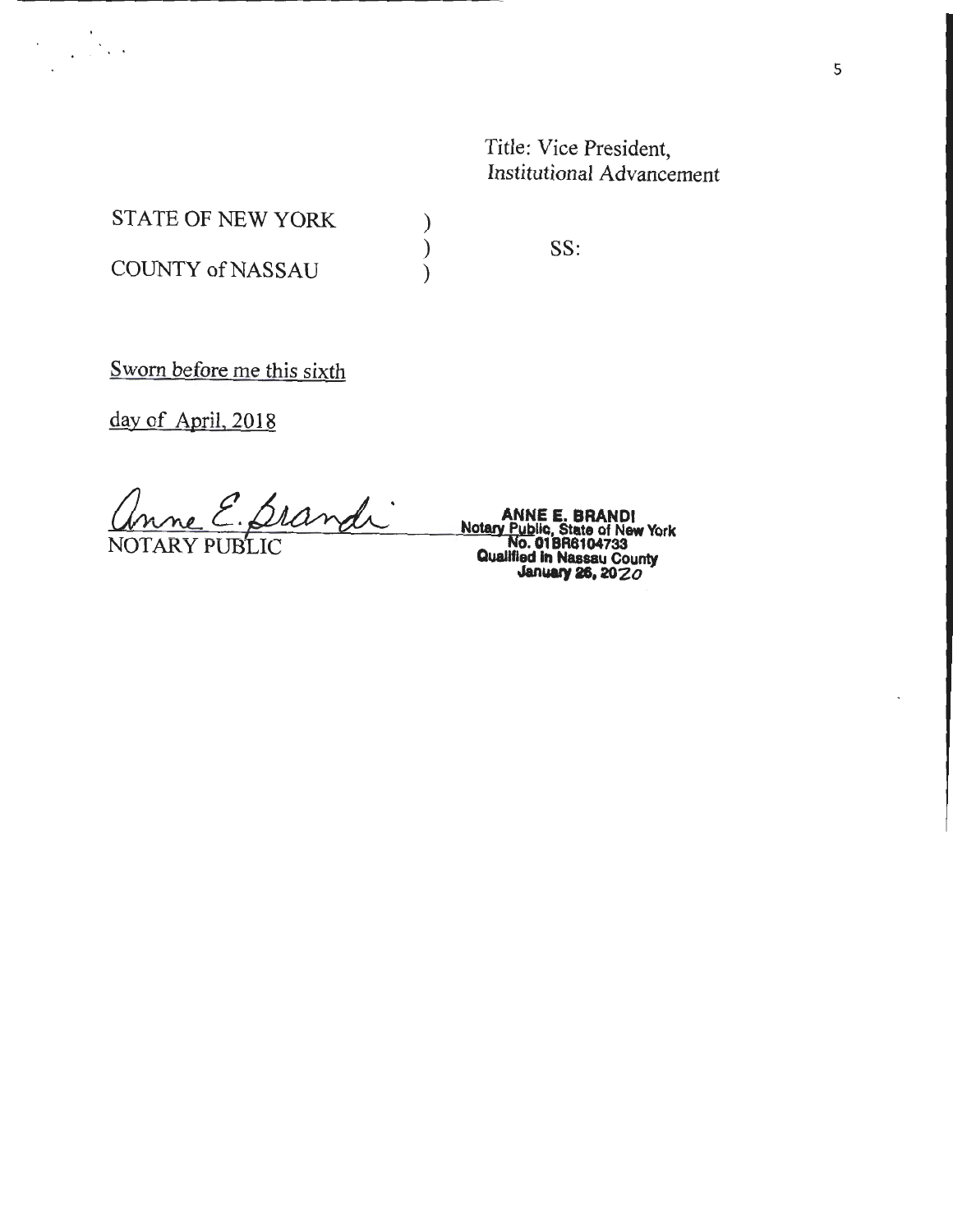Title: Vice President,
Institutional Advancement

STATE OF NEW YORK )
) SS:
COUNTY of NASSAU )

Sworn before me this sixth

day of April, 2018

Anne E. Brandi
NOTARY PUBLIC

**ANNE E. BRANDI**
**Notary Public, State of New York**
**No. 01BR6104733**
**Qualified in Nassau County**
**January 26, 2020**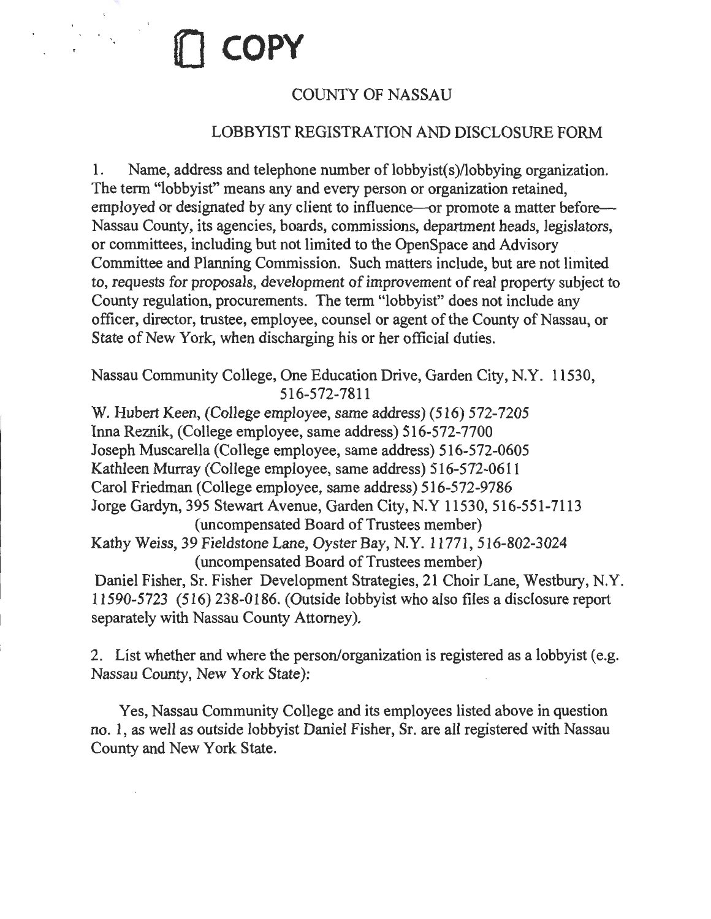COPY

## COUNTY OF NASSAU

## LOBBYIST REGISTRATION AND DISCLOSURE FORM

1. Name, address and telephone number of lobbyist(s)/lobbying organization. The term "lobbyist" means any and every person or organization retained, employed or designated by any client to influence—or promote a matter before—Nassau County, its agencies, boards, commissions, department heads, legislators, or committees, including but not limited to the OpenSpace and Advisory Committee and Planning Commission. Such matters include, but are not limited to, requests for proposals, development of improvement of real property subject to County regulation, procurements. The term "lobbyist" does not include any officer, director, trustee, employee, counsel or agent of the County of Nassau, or State of New York, when discharging his or her official duties.

Nassau Community College, One Education Drive, Garden City, N.Y. 11530, 516-572-7811
W. Hubert Keen, (College employee, same address) (516) 572-7205
Inna Reznik, (College employee, same address) 516-572-7700
Joseph Muscarella (College employee, same address) 516-572-0605
Kathleen Murray (College employee, same address) 516-572-0611
Carol Friedman (College employee, same address) 516-572-9786
Jorge Gardyn, 395 Stewart Avenue, Garden City, N.Y 11530, 516-551-7113 (uncompensated Board of Trustees member)
Kathy Weiss, 39 Fieldstone Lane, Oyster Bay, N.Y. 11771, 516-802-3024 (uncompensated Board of Trustees member)
Daniel Fisher, Sr. Fisher Development Strategies, 21 Choir Lane, Westbury, N.Y. 11590-5723 (516) 238-0186. (Outside lobbyist who also files a disclosure report separately with Nassau County Attorney).

2. List whether and where the person/organization is registered as a lobbyist (e.g. Nassau County, New York State):

Yes, Nassau Community College and its employees listed above in question no. 1, as well as outside lobbyist Daniel Fisher, Sr. are all registered with Nassau County and New York State.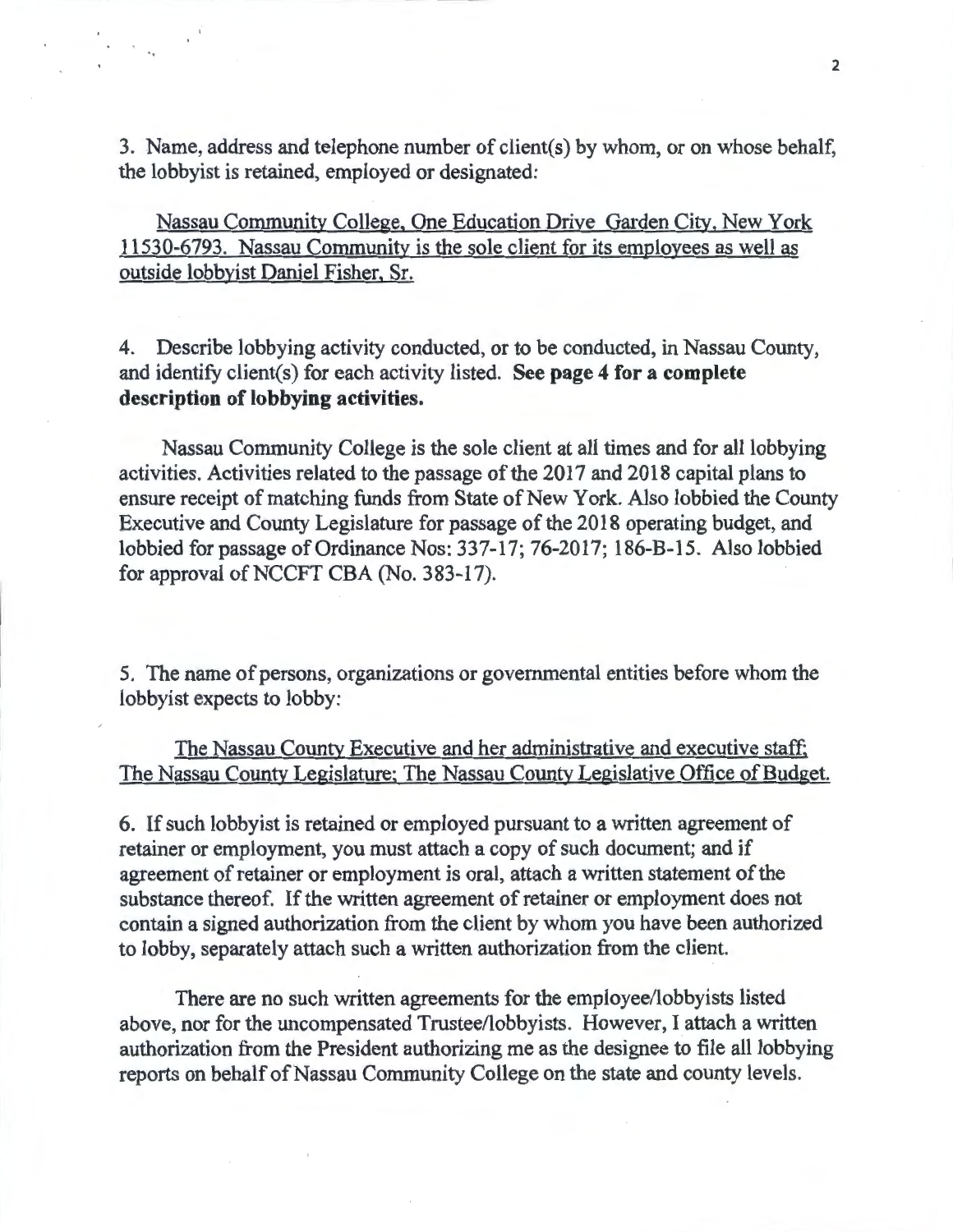3. Name, address and telephone number of client(s) by whom, or on whose behalf, the lobbyist is retained, employed or designated:

Nassau Community College, One Education Drive Garden City, New York 11530-6793. Nassau Community is the sole client for its employees as well as outside lobbyist Daniel Fisher, Sr.

4. Describe lobbying activity conducted, or to be conducted, in Nassau County, and identify client(s) for each activity listed. **See page 4 for a complete description of lobbying activities.**

Nassau Community College is the sole client at all times and for all lobbying activities. Activities related to the passage of the 2017 and 2018 capital plans to ensure receipt of matching funds from State of New York. Also lobbied the County Executive and County Legislature for passage of the 2018 operating budget, and lobbied for passage of Ordinance Nos: 337-17; 76-2017; 186-B-15. Also lobbied for approval of NCCFT CBA (No. 383-17).

5. The name of persons, organizations or governmental entities before whom the lobbyist expects to lobby:

The Nassau County Executive and her administrative and executive staff; The Nassau County Legislature; The Nassau County Legislative Office of Budget.

6. If such lobbyist is retained or employed pursuant to a written agreement of retainer or employment, you must attach a copy of such document; and if agreement of retainer or employment is oral, attach a written statement of the substance thereof. If the written agreement of retainer or employment does not contain a signed authorization from the client by whom you have been authorized to lobby, separately attach such a written authorization from the client.

There are no such written agreements for the employee/lobbyists listed above, nor for the uncompensated Trustee/lobbyists. However, I attach a written authorization from the President authorizing me as the designee to file all lobbying reports on behalf of Nassau Community College on the state and county levels.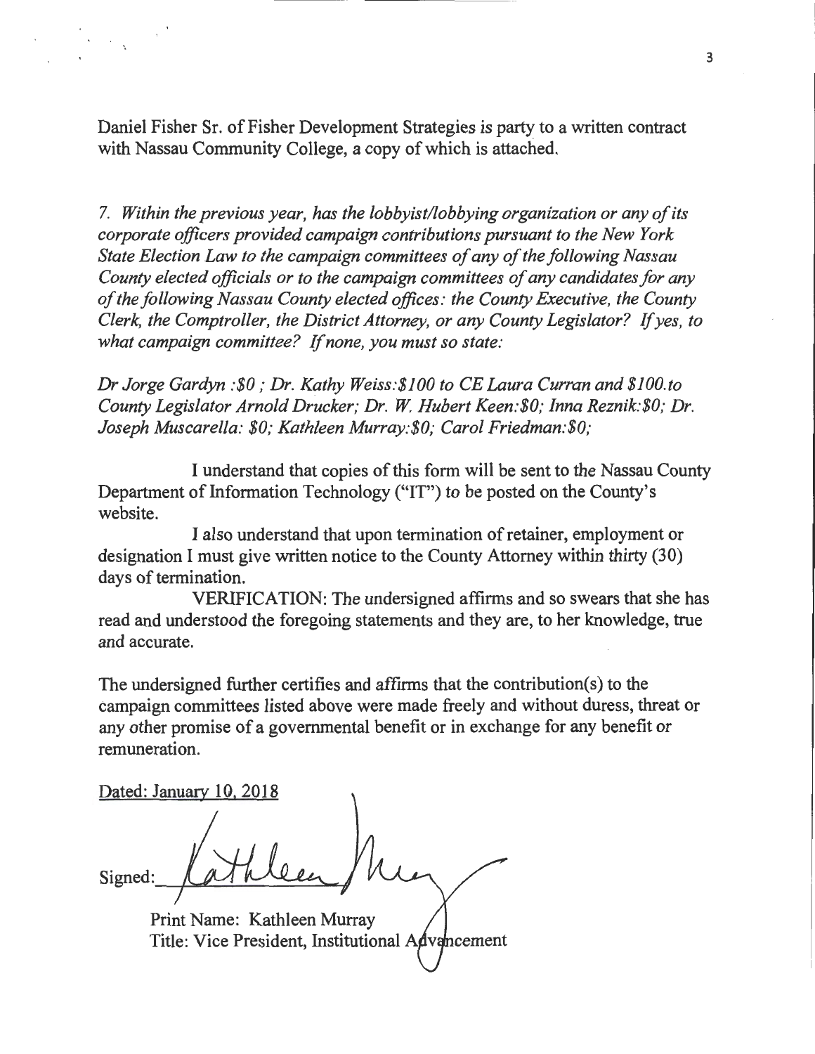Daniel Fisher Sr. of Fisher Development Strategies is party to a written contract with Nassau Community College, a copy of which is attached.

*7. Within the previous year, has the lobbyist/lobbying organization or any of its corporate officers provided campaign contributions pursuant to the New York State Election Law to the campaign committees of any of the following Nassau County elected officials or to the campaign committees of any candidates for any of the following Nassau County elected offices: the County Executive, the County Clerk, the Comptroller, the District Attorney, or any County Legislator? If yes, to what campaign committee? If none, you must so state:*

*Dr Jorge Gardyn :$0 ; Dr. Kathy Weiss:$100 to CE Laura Curran and $100.to County Legislator Arnold Drucker; Dr. W. Hubert Keen:$0; Inna Reznik:$0; Dr. Joseph Muscarella: $0; Kathleen Murray:$0; Carol Friedman:$0;*

I understand that copies of this form will be sent to the Nassau County Department of Information Technology ("IT") to be posted on the County's website.

I also understand that upon termination of retainer, employment or designation I must give written notice to the County Attorney within thirty (30) days of termination.

VERIFICATION: The undersigned affirms and so swears that she has read and understood the foregoing statements and they are, to her knowledge, true and accurate.

The undersigned further certifies and affirms that the contribution(s) to the campaign committees listed above were made freely and without duress, threat or any other promise of a governmental benefit or in exchange for any benefit or remuneration.

Dated: January 10, 2018

Signed: Kathleen Murray

Print Name: Kathleen Murray
Title: Vice President, Institutional Advancement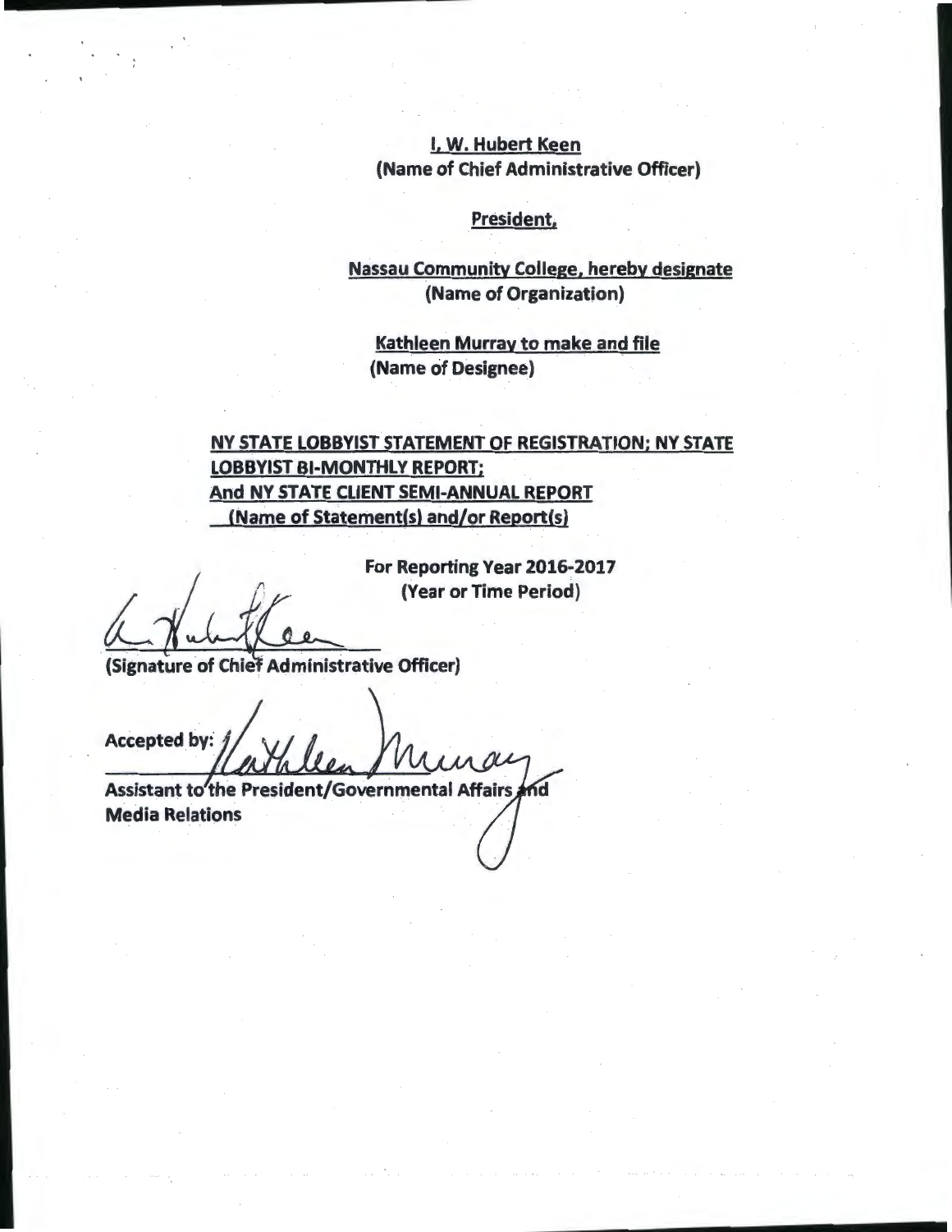I, W. Hubert Keen
**(Name of Chief Administrative Officer)**

President,

Nassau Community College, hereby designate
**(Name of Organization)**

Kathleen Murray to make and file
**(Name of Designee)**

**NY STATE LOBBYIST STATEMENT OF REGISTRATION; NY STATE LOBBYIST BI-MONTHLY REPORT; And NY STATE CLIENT SEMI-ANNUAL REPORT**
**(Name of Statement(s) and/or Report(s)**

**For Reporting Year 2016-2017**
**(Year or Time Period)**

**(Signature of Chief Administrative Officer)**

**Accepted by:**

**Assistant to the President/Governmental Affairs and Media Relations**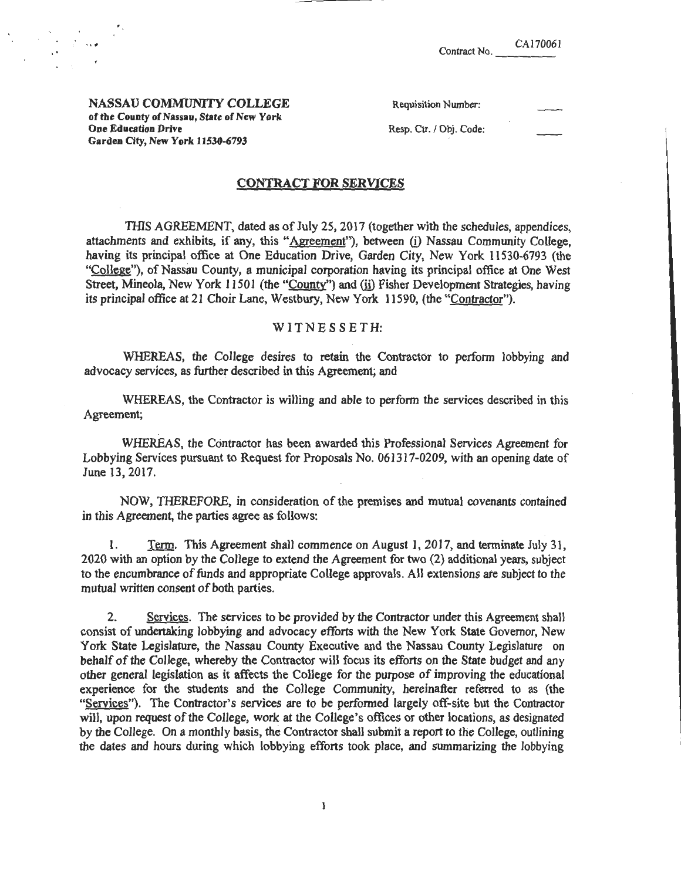Contract No. CA170061

**NASSAU COMMUNITY COLLEGE**
**of the County of Nassau, State of New York**
**One Education Drive**
**Garden City, New York 11530-6793**

Requisition Number: \_\_\_\_

Resp. Ctr. / Obj. Code: \_\_\_\_

## CONTRACT FOR SERVICES

THIS AGREEMENT, dated as of July 25, 2017 (together with the schedules, appendices, attachments and exhibits, if any, this "Agreement"), between (i) Nassau Community College, having its principal office at One Education Drive, Garden City, New York 11530-6793 (the "College"), of Nassau County, a municipal corporation having its principal office at One West Street, Mineola, New York 11501 (the "County") and (ii) Fisher Development Strategies, having its principal office at 21 Choir Lane, Westbury, New York 11590, (the "Contractor").

WITNESSETH:

WHEREAS, the College desires to retain the Contractor to perform lobbying and advocacy services, as further described in this Agreement; and

WHEREAS, the Contractor is willing and able to perform the services described in this Agreement;

WHEREAS, the Contractor has been awarded this Professional Services Agreement for Lobbying Services pursuant to Request for Proposals No. 061317-0209, with an opening date of June 13, 2017.

NOW, THEREFORE, in consideration of the premises and mutual covenants contained in this Agreement, the parties agree as follows:

1. Term. This Agreement shall commence on August 1, 2017, and terminate July 31, 2020 with an option by the College to extend the Agreement for two (2) additional years, subject to the encumbrance of funds and appropriate College approvals. All extensions are subject to the mutual written consent of both parties.

2. Services. The services to be provided by the Contractor under this Agreement shall consist of undertaking lobbying and advocacy efforts with the New York State Governor, New York State Legislature, the Nassau County Executive and the Nassau County Legislature on behalf of the College, whereby the Contractor will focus its efforts on the State budget and any other general legislation as it affects the College for the purpose of improving the educational experience for the students and the College Community, hereinafter referred to as (the "Services"). The Contractor's services are to be performed largely off-site but the Contractor will, upon request of the College, work at the College's offices or other locations, as designated by the College. On a monthly basis, the Contractor shall submit a report to the College, outlining the dates and hours during which lobbying efforts took place, and summarizing the lobbying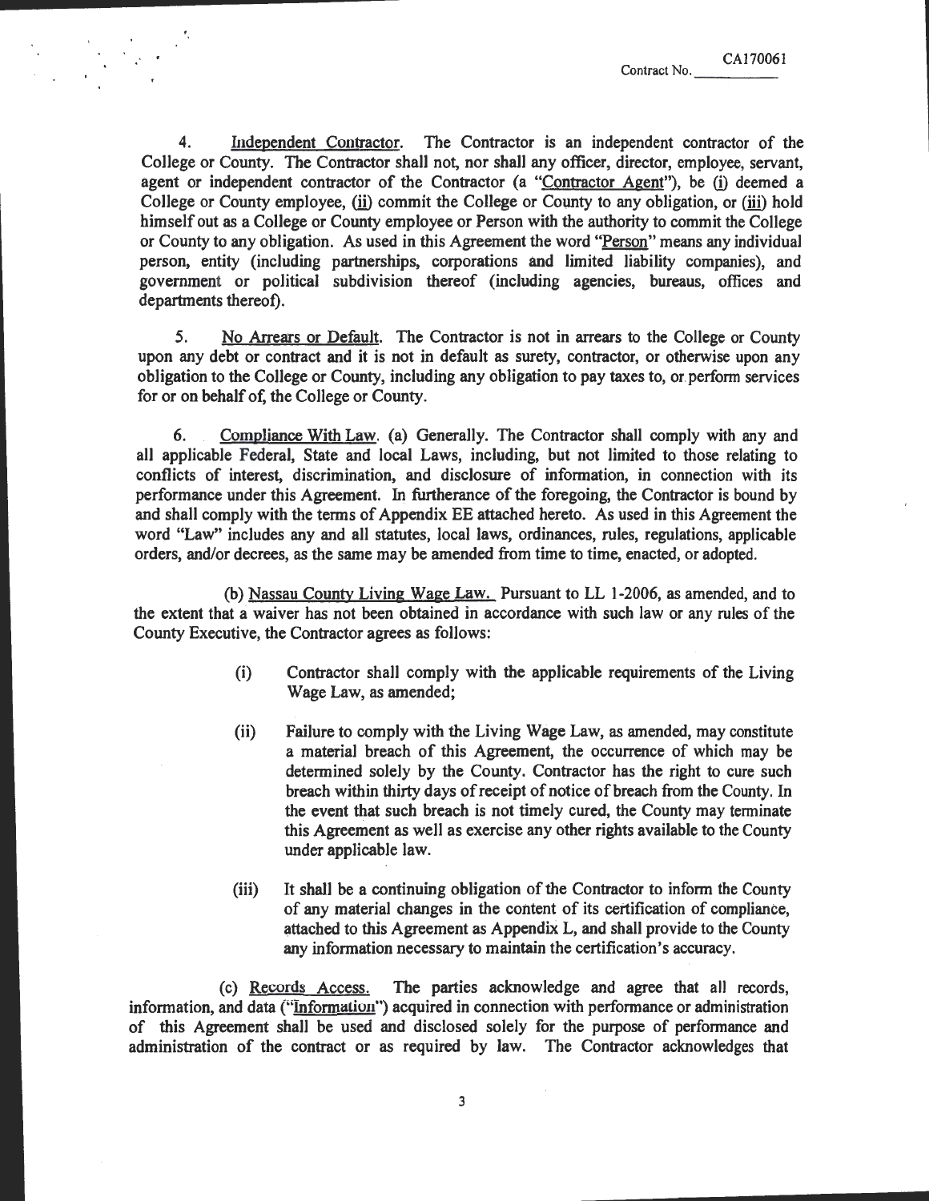Contract No. CA170061

4. Independent Contractor. The Contractor is an independent contractor of the College or County. The Contractor shall not, nor shall any officer, director, employee, servant, agent or independent contractor of the Contractor (a "Contractor Agent"), be (i) deemed a College or County employee, (ii) commit the College or County to any obligation, or (iii) hold himself out as a College or County employee or Person with the authority to commit the College or County to any obligation. As used in this Agreement the word "Person" means any individual person, entity (including partnerships, corporations and limited liability companies), and government or political subdivision thereof (including agencies, bureaus, offices and departments thereof).

5. No Arrears or Default. The Contractor is not in arrears to the College or County upon any debt or contract and it is not in default as surety, contractor, or otherwise upon any obligation to the College or County, including any obligation to pay taxes to, or perform services for or on behalf of, the College or County.

6. Compliance With Law. (a) Generally. The Contractor shall comply with any and all applicable Federal, State and local Laws, including, but not limited to those relating to conflicts of interest, discrimination, and disclosure of information, in connection with its performance under this Agreement. In furtherance of the foregoing, the Contractor is bound by and shall comply with the terms of Appendix EE attached hereto. As used in this Agreement the word "Law" includes any and all statutes, local laws, ordinances, rules, regulations, applicable orders, and/or decrees, as the same may be amended from time to time, enacted, or adopted.

(b) Nassau County Living Wage Law. Pursuant to LL 1-2006, as amended, and to the extent that a waiver has not been obtained in accordance with such law or any rules of the County Executive, the Contractor agrees as follows:

(i) Contractor shall comply with the applicable requirements of the Living Wage Law, as amended;

(ii) Failure to comply with the Living Wage Law, as amended, may constitute a material breach of this Agreement, the occurrence of which may be determined solely by the County. Contractor has the right to cure such breach within thirty days of receipt of notice of breach from the County. In the event that such breach is not timely cured, the County may terminate this Agreement as well as exercise any other rights available to the County under applicable law.

(iii) It shall be a continuing obligation of the Contractor to inform the County of any material changes in the content of its certification of compliance, attached to this Agreement as Appendix L, and shall provide to the County any information necessary to maintain the certification's accuracy.

(c) Records Access. The parties acknowledge and agree that all records, information, and data ("Information") acquired in connection with performance or administration of this Agreement shall be used and disclosed solely for the purpose of performance and administration of the contract or as required by law. The Contractor acknowledges that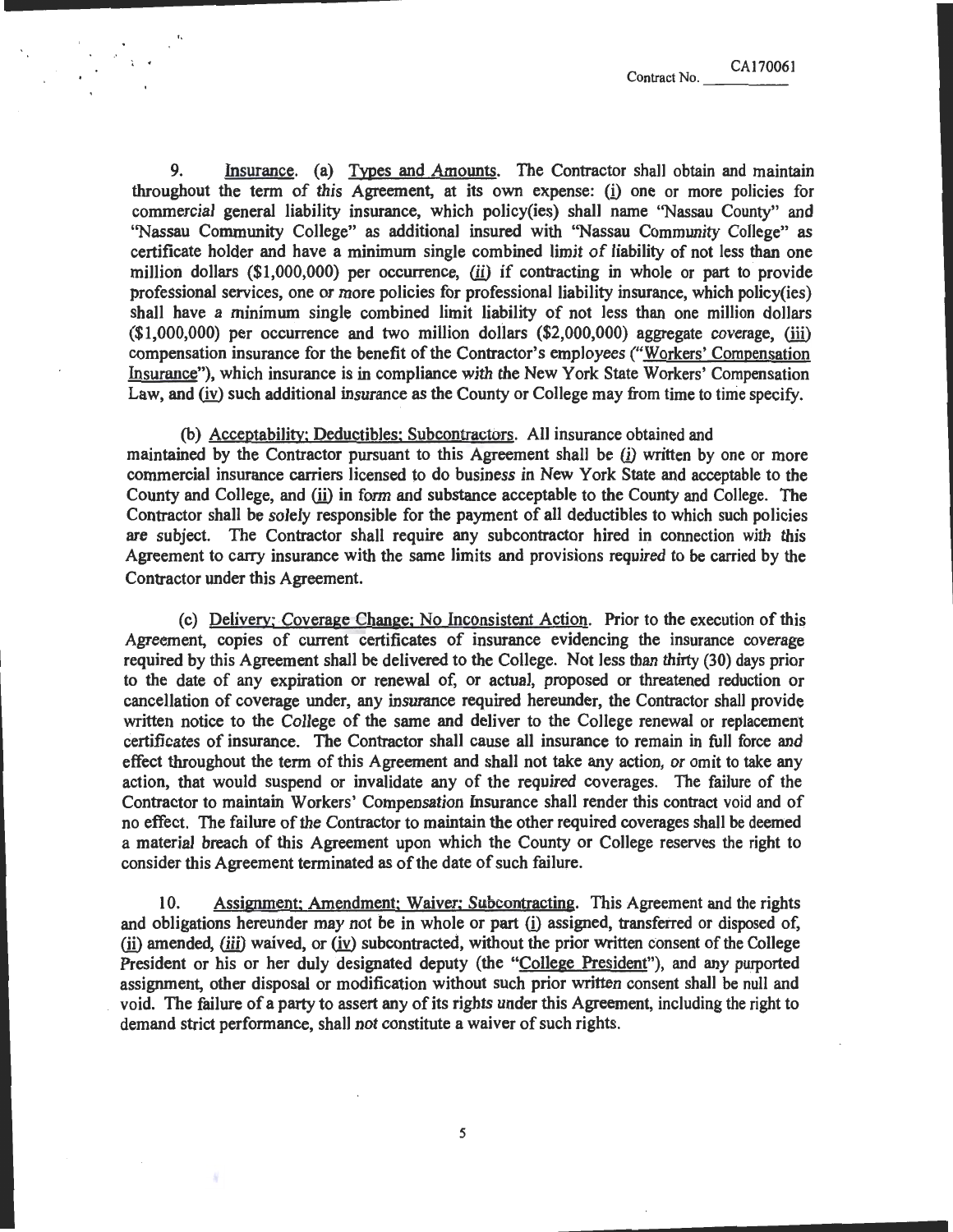Contract No. CA170061

9. Insurance. (a) Types and Amounts. The Contractor shall obtain and maintain throughout the term of this Agreement, at its own expense: (i) one or more policies for commercial general liability insurance, which policy(ies) shall name "Nassau County" and "Nassau Community College" as additional insured with "Nassau Community College" as certificate holder and have a minimum single combined limit of liability of not less than one million dollars ($1,000,000) per occurrence, (ii) if contracting in whole or part to provide professional services, one or more policies for professional liability insurance, which policy(ies) shall have a minimum single combined limit liability of not less than one million dollars ($1,000,000) per occurrence and two million dollars ($2,000,000) aggregate coverage, (iii) compensation insurance for the benefit of the Contractor's employees ("Workers' Compensation Insurance"), which insurance is in compliance with the New York State Workers' Compensation Law, and (iv) such additional insurance as the County or College may from time to time specify.

(b) Acceptability; Deductibles; Subcontractors. All insurance obtained and maintained by the Contractor pursuant to this Agreement shall be (i) written by one or more commercial insurance carriers licensed to do business in New York State and acceptable to the County and College, and (ii) in form and substance acceptable to the County and College. The Contractor shall be solely responsible for the payment of all deductibles to which such policies are subject. The Contractor shall require any subcontractor hired in connection with this Agreement to carry insurance with the same limits and provisions required to be carried by the Contractor under this Agreement.

(c) Delivery; Coverage Change; No Inconsistent Action. Prior to the execution of this Agreement, copies of current certificates of insurance evidencing the insurance coverage required by this Agreement shall be delivered to the College. Not less than thirty (30) days prior to the date of any expiration or renewal of, or actual, proposed or threatened reduction or cancellation of coverage under, any insurance required hereunder, the Contractor shall provide written notice to the College of the same and deliver to the College renewal or replacement certificates of insurance. The Contractor shall cause all insurance to remain in full force and effect throughout the term of this Agreement and shall not take any action, or omit to take any action, that would suspend or invalidate any of the required coverages. The failure of the Contractor to maintain Workers' Compensation Insurance shall render this contract void and of no effect. The failure of the Contractor to maintain the other required coverages shall be deemed a material breach of this Agreement upon which the County or College reserves the right to consider this Agreement terminated as of the date of such failure.

10. Assignment; Amendment; Waiver; Subcontracting. This Agreement and the rights and obligations hereunder may not be in whole or part (i) assigned, transferred or disposed of, (ii) amended, (iii) waived, or (iv) subcontracted, without the prior written consent of the College President or his or her duly designated deputy (the "College President"), and any purported assignment, other disposal or modification without such prior written consent shall be null and void. The failure of a party to assert any of its rights under this Agreement, including the right to demand strict performance, shall not constitute a waiver of such rights.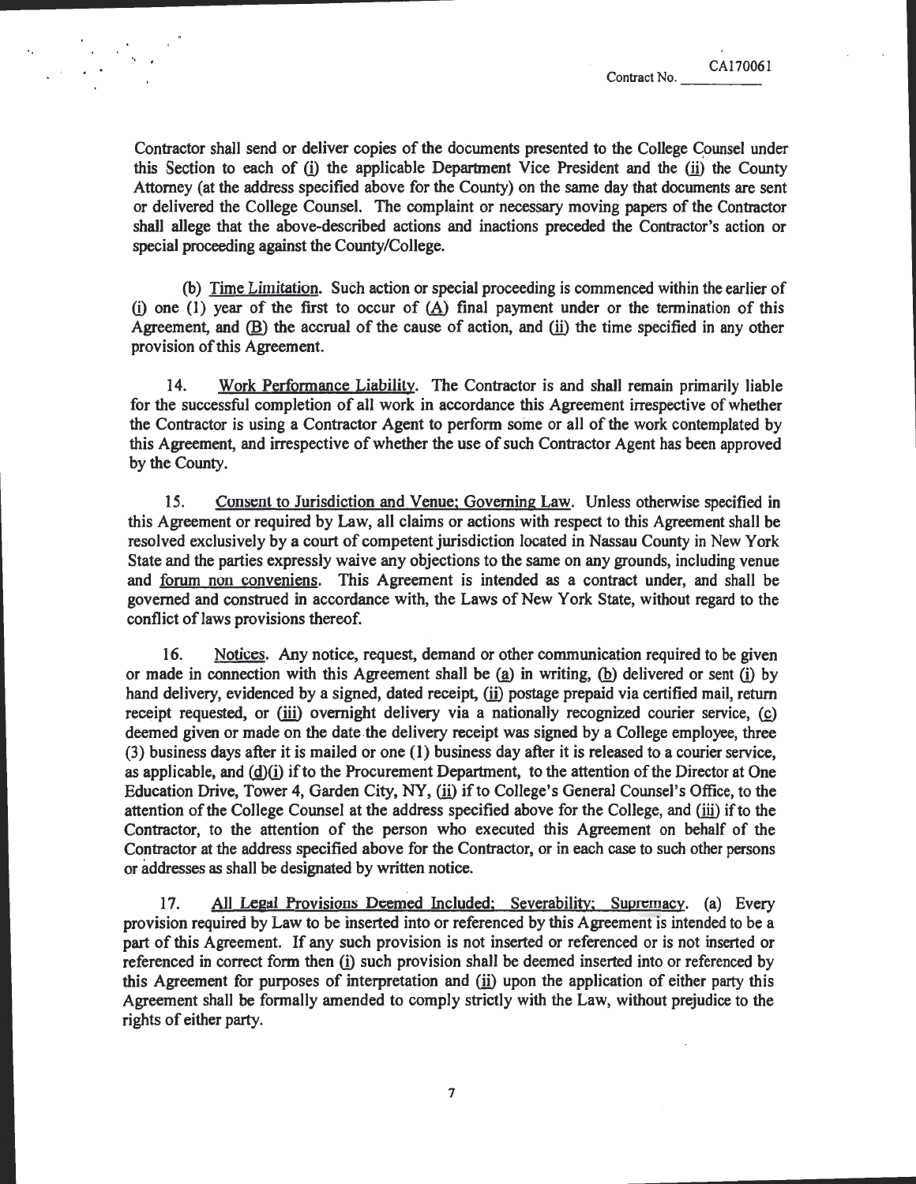Contractor shall send or deliver copies of the documents presented to the College Counsel under this Section to each of (i) the applicable Department Vice President and the (ii) the County Attorney (at the address specified above for the County) on the same day that documents are sent or delivered the College Counsel. The complaint or necessary moving papers of the Contractor shall allege that the above-described actions and inactions preceded the Contractor's action or special proceeding against the County/College.

(b) Time Limitation. Such action or special proceeding is commenced within the earlier of (i) one (1) year of the first to occur of (A) final payment under or the termination of this Agreement, and (B) the accrual of the cause of action, and (ii) the time specified in any other provision of this Agreement.

14. Work Performance Liability. The Contractor is and shall remain primarily liable for the successful completion of all work in accordance this Agreement irrespective of whether the Contractor is using a Contractor Agent to perform some or all of the work contemplated by this Agreement, and irrespective of whether the use of such Contractor Agent has been approved by the County.

15. Consent to Jurisdiction and Venue; Governing Law. Unless otherwise specified in this Agreement or required by Law, all claims or actions with respect to this Agreement shall be resolved exclusively by a court of competent jurisdiction located in Nassau County in New York State and the parties expressly waive any objections to the same on any grounds, including venue and forum non conveniens. This Agreement is intended as a contract under, and shall be governed and construed in accordance with, the Laws of New York State, without regard to the conflict of laws provisions thereof.

16. Notices. Any notice, request, demand or other communication required to be given or made in connection with this Agreement shall be (a) in writing, (b) delivered or sent (i) by hand delivery, evidenced by a signed, dated receipt, (ii) postage prepaid via certified mail, return receipt requested, or (iii) overnight delivery via a nationally recognized courier service, (c) deemed given or made on the date the delivery receipt was signed by a College employee, three (3) business days after it is mailed or one (1) business day after it is released to a courier service, as applicable, and (d)(i) if to the Procurement Department, to the attention of the Director at One Education Drive, Tower 4, Garden City, NY, (ii) if to College's General Counsel's Office, to the attention of the College Counsel at the address specified above for the College, and (iii) if to the Contractor, to the attention of the person who executed this Agreement on behalf of the Contractor at the address specified above for the Contractor, or in each case to such other persons or addresses as shall be designated by written notice.

17. All Legal Provisions Deemed Included; Severability; Supremacy. (a) Every provision required by Law to be inserted into or referenced by this Agreement is intended to be a part of this Agreement. If any such provision is not inserted or referenced or is not inserted or referenced in correct form then (i) such provision shall be deemed inserted into or referenced by this Agreement for purposes of interpretation and (ii) upon the application of either party this Agreement shall be formally amended to comply strictly with the Law, without prejudice to the rights of either party.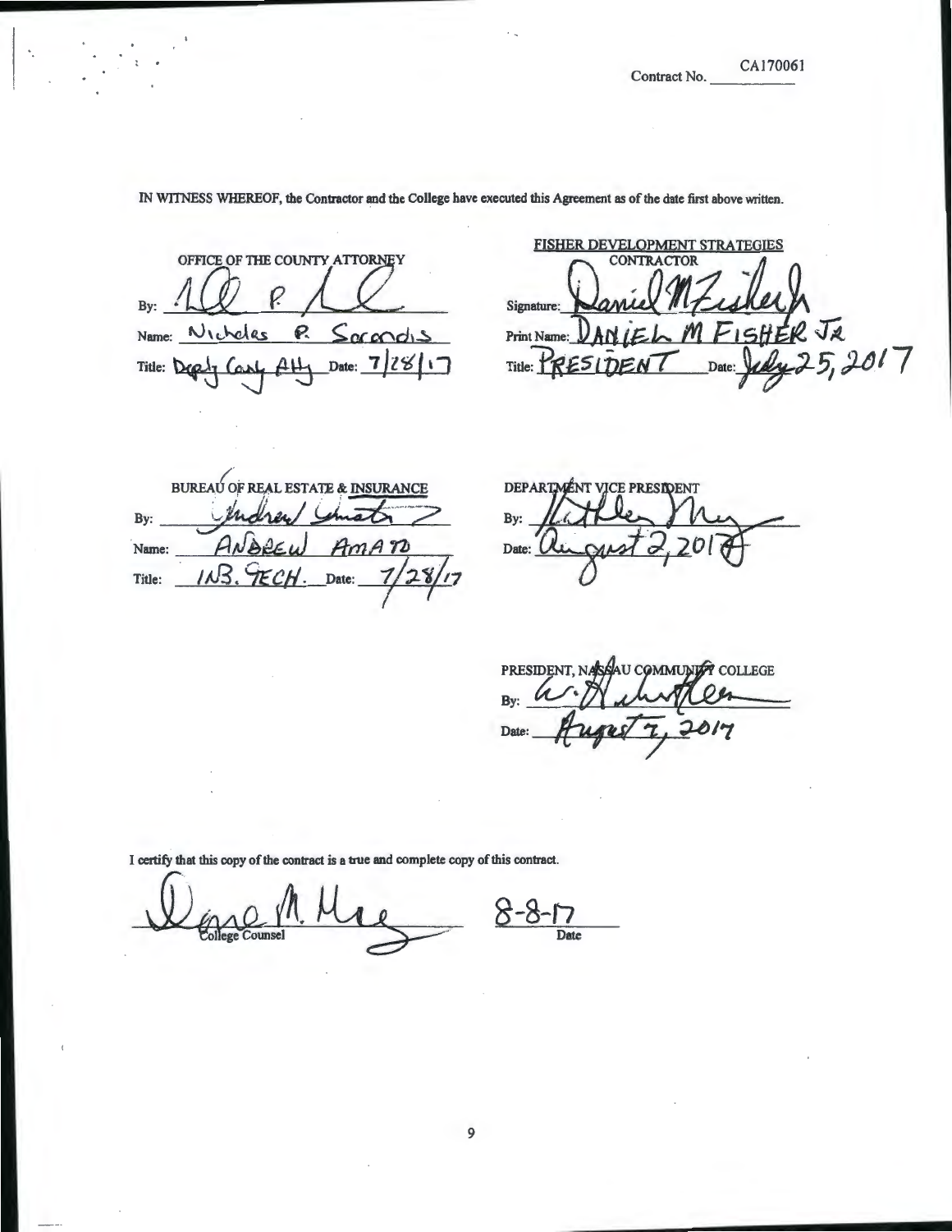Contract No. CA170061

IN WITNESS WHEREOF, the Contractor and the College have executed this Agreement as of the date first above written.

OFFICE OF THE COUNTY ATTORNEY

By: _______________

Name: Nicholas R. Sarcondis

Title: Deputy County Atty Date: 7/28/17

FISHER DEVELOPMENT STRATEGIES
CONTRACTOR

Signature: _______________

Print Name: DANIEL M FISHER JR

Title: PRESIDENT Date: July 25, 2017

BUREAU OF REAL ESTATE & INSURANCE

By: _______________

Name: ANDREW AMATO

Title: INS. TECH. Date: 7/28/17

DEPARTMENT VICE PRESIDENT

By: _______________

Date: August 2, 2017

PRESIDENT, NASSAU COMMUNITY COLLEGE

By: _______________

Date: August 7, 2017

I certify that this copy of the contract is a true and complete copy of this contract.

_______________ College Counsel

8-8-17 Date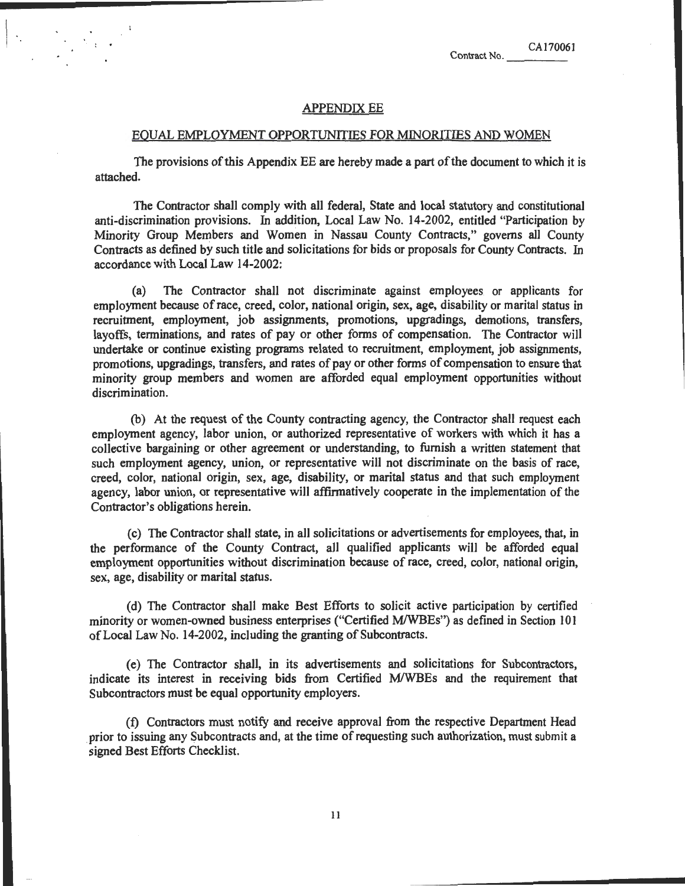Contract No. CA170061

## APPENDIX EE

## EQUAL EMPLOYMENT OPPORTUNITIES FOR MINORITIES AND WOMEN

The provisions of this Appendix EE are hereby made a part of the document to which it is attached.

The Contractor shall comply with all federal, State and local statutory and constitutional anti-discrimination provisions. In addition, Local Law No. 14-2002, entitled "Participation by Minority Group Members and Women in Nassau County Contracts," governs all County Contracts as defined by such title and solicitations for bids or proposals for County Contracts. In accordance with Local Law 14-2002:

(a) The Contractor shall not discriminate against employees or applicants for employment because of race, creed, color, national origin, sex, age, disability or marital status in recruitment, employment, job assignments, promotions, upgradings, demotions, transfers, layoffs, terminations, and rates of pay or other forms of compensation. The Contractor will undertake or continue existing programs related to recruitment, employment, job assignments, promotions, upgradings, transfers, and rates of pay or other forms of compensation to ensure that minority group members and women are afforded equal employment opportunities without discrimination.

(b) At the request of the County contracting agency, the Contractor shall request each employment agency, labor union, or authorized representative of workers with which it has a collective bargaining or other agreement or understanding, to furnish a written statement that such employment agency, union, or representative will not discriminate on the basis of race, creed, color, national origin, sex, age, disability, or marital status and that such employment agency, labor union, or representative will affirmatively cooperate in the implementation of the Contractor's obligations herein.

(c) The Contractor shall state, in all solicitations or advertisements for employees, that, in the performance of the County Contract, all qualified applicants will be afforded equal employment opportunities without discrimination because of race, creed, color, national origin, sex, age, disability or marital status.

(d) The Contractor shall make Best Efforts to solicit active participation by certified minority or women-owned business enterprises ("Certified M/WBEs") as defined in Section 101 of Local Law No. 14-2002, including the granting of Subcontracts.

(e) The Contractor shall, in its advertisements and solicitations for Subcontractors, indicate its interest in receiving bids from Certified M/WBEs and the requirement that Subcontractors must be equal opportunity employers.

(f) Contractors must notify and receive approval from the respective Department Head prior to issuing any Subcontracts and, at the time of requesting such authorization, must submit a signed Best Efforts Checklist.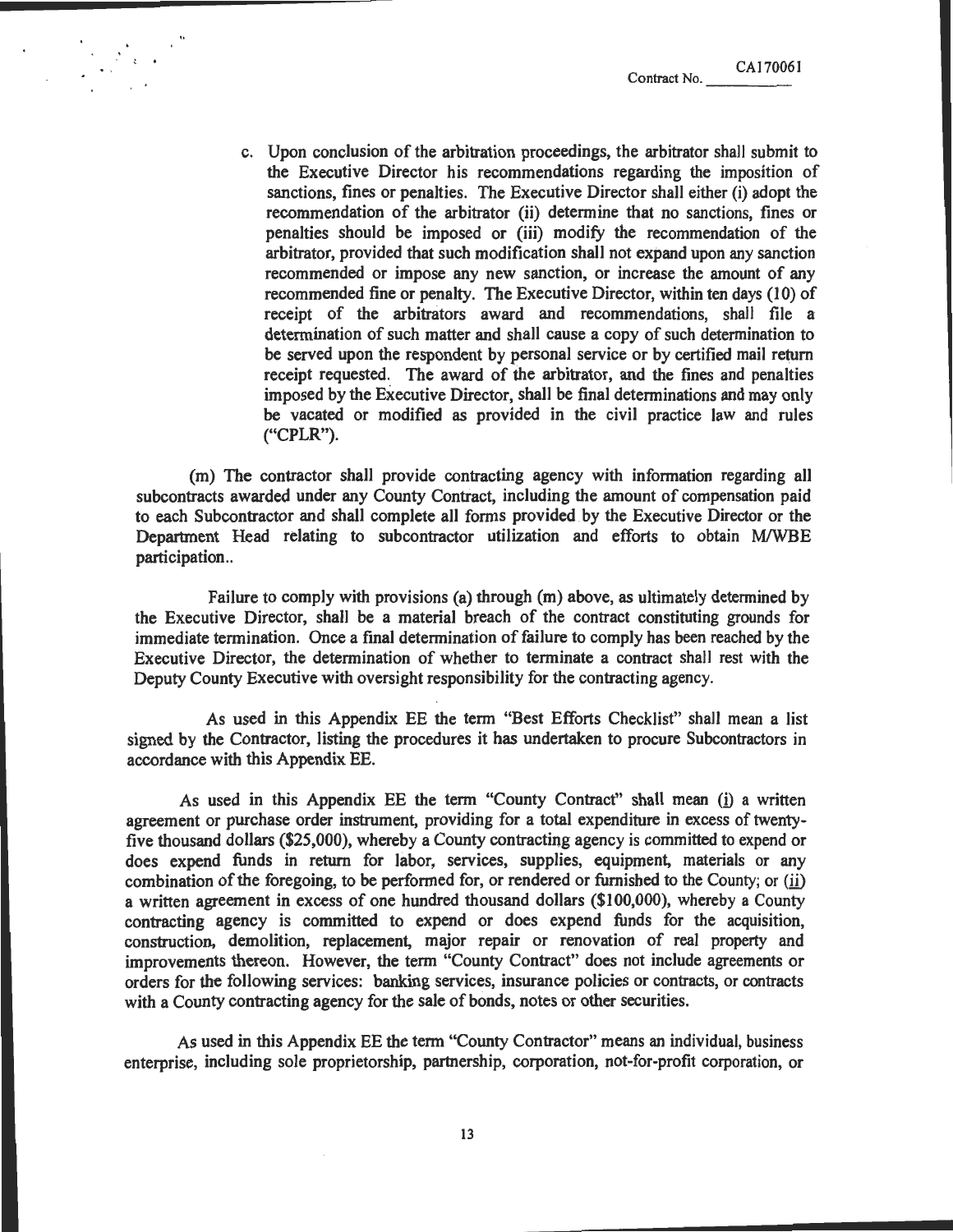c. Upon conclusion of the arbitration proceedings, the arbitrator shall submit to the Executive Director his recommendations regarding the imposition of sanctions, fines or penalties. The Executive Director shall either (i) adopt the recommendation of the arbitrator (ii) determine that no sanctions, fines or penalties should be imposed or (iii) modify the recommendation of the arbitrator, provided that such modification shall not expand upon any sanction recommended or impose any new sanction, or increase the amount of any recommended fine or penalty. The Executive Director, within ten days (10) of receipt of the arbitrators award and recommendations, shall file a determination of such matter and shall cause a copy of such determination to be served upon the respondent by personal service or by certified mail return receipt requested. The award of the arbitrator, and the fines and penalties imposed by the Executive Director, shall be final determinations and may only be vacated or modified as provided in the civil practice law and rules ("CPLR").

(m) The contractor shall provide contracting agency with information regarding all subcontracts awarded under any County Contract, including the amount of compensation paid to each Subcontractor and shall complete all forms provided by the Executive Director or the Department Head relating to subcontractor utilization and efforts to obtain M/WBE participation..

Failure to comply with provisions (a) through (m) above, as ultimately determined by the Executive Director, shall be a material breach of the contract constituting grounds for immediate termination. Once a final determination of failure to comply has been reached by the Executive Director, the determination of whether to terminate a contract shall rest with the Deputy County Executive with oversight responsibility for the contracting agency.

As used in this Appendix EE the term "Best Efforts Checklist" shall mean a list signed by the Contractor, listing the procedures it has undertaken to procure Subcontractors in accordance with this Appendix EE.

As used in this Appendix EE the term "County Contract" shall mean (i) a written agreement or purchase order instrument, providing for a total expenditure in excess of twenty-five thousand dollars ($25,000), whereby a County contracting agency is committed to expend or does expend funds in return for labor, services, supplies, equipment, materials or any combination of the foregoing, to be performed for, or rendered or furnished to the County; or (ii) a written agreement in excess of one hundred thousand dollars ($100,000), whereby a County contracting agency is committed to expend or does expend funds for the acquisition, construction, demolition, replacement, major repair or renovation of real property and improvements thereon. However, the term "County Contract" does not include agreements or orders for the following services: banking services, insurance policies or contracts, or contracts with a County contracting agency for the sale of bonds, notes or other securities.

As used in this Appendix EE the term "County Contractor" means an individual, business enterprise, including sole proprietorship, partnership, corporation, not-for-profit corporation, or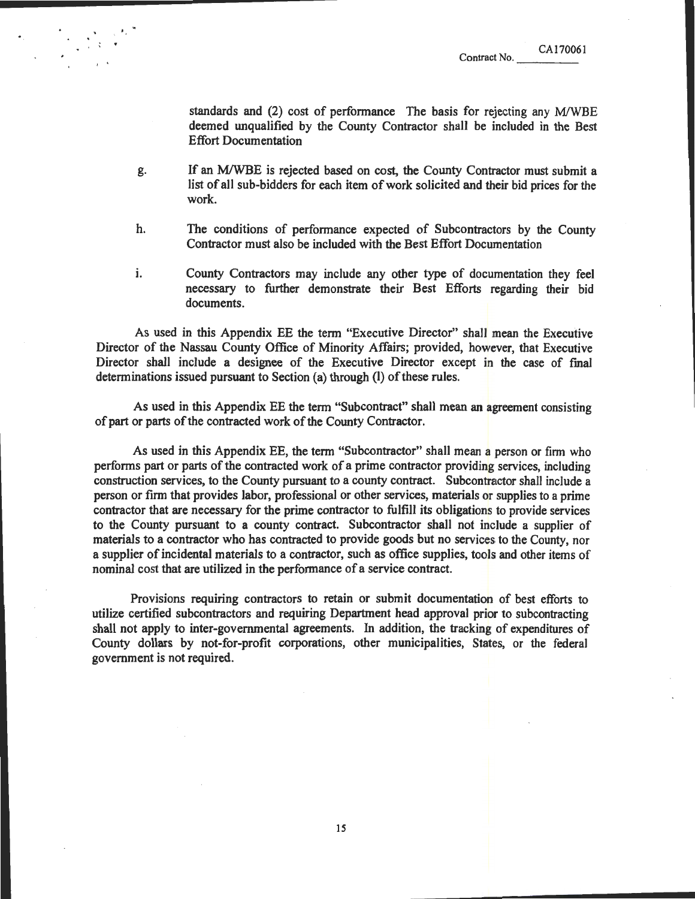standards and (2) cost of performance The basis for rejecting any M/WBE deemed unqualified by the County Contractor shall be included in the Best Effort Documentation

g. If an M/WBE is rejected based on cost, the County Contractor must submit a list of all sub-bidders for each item of work solicited and their bid prices for the work.

h. The conditions of performance expected of Subcontractors by the County Contractor must also be included with the Best Effort Documentation

i. County Contractors may include any other type of documentation they feel necessary to further demonstrate their Best Efforts regarding their bid documents.

As used in this Appendix EE the term "Executive Director" shall mean the Executive Director of the Nassau County Office of Minority Affairs; provided, however, that Executive Director shall include a designee of the Executive Director except in the case of final determinations issued pursuant to Section (a) through (l) of these rules.

As used in this Appendix EE the term "Subcontract" shall mean an agreement consisting of part or parts of the contracted work of the County Contractor.

As used in this Appendix EE, the term "Subcontractor" shall mean a person or firm who performs part or parts of the contracted work of a prime contractor providing services, including construction services, to the County pursuant to a county contract. Subcontractor shall include a person or firm that provides labor, professional or other services, materials or supplies to a prime contractor that are necessary for the prime contractor to fulfill its obligations to provide services to the County pursuant to a county contract. Subcontractor shall not include a supplier of materials to a contractor who has contracted to provide goods but no services to the County, nor a supplier of incidental materials to a contractor, such as office supplies, tools and other items of nominal cost that are utilized in the performance of a service contract.

Provisions requiring contractors to retain or submit documentation of best efforts to utilize certified subcontractors and requiring Department head approval prior to subcontracting shall not apply to inter-governmental agreements. In addition, the tracking of expenditures of County dollars by not-for-profit corporations, other municipalities, States, or the federal government is not required.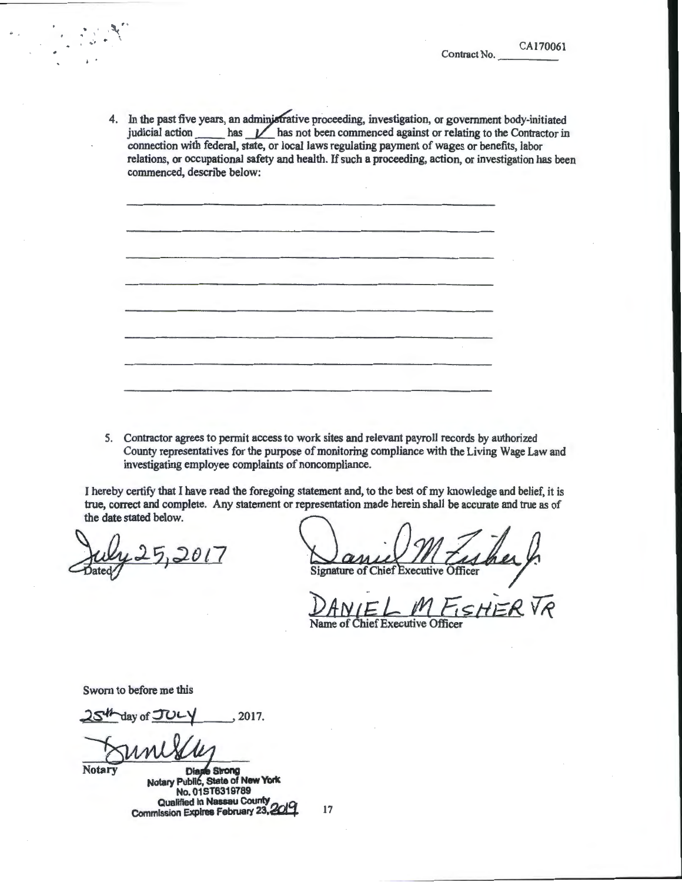Contract No. CA170061

4. In the past five years, an administrative proceeding, investigation, or government body-initiated judicial action \_\_\_\_ has ✓ has not been commenced against or relating to the Contractor in connection with federal, state, or local laws regulating payment of wages or benefits, labor relations, or occupational safety and health. If such a proceeding, action, or investigation has been commenced, describe below:

\_\_\_\_\_\_\_\_\_\_\_\_\_\_\_\_\_\_\_\_\_\_\_\_\_\_\_\_\_\_\_\_\_\_\_\_\_\_\_\_\_\_\_\_\_\_\_\_\_\_\_\_\_\_\_\_\_\_\_\_

\_\_\_\_\_\_\_\_\_\_\_\_\_\_\_\_\_\_\_\_\_\_\_\_\_\_\_\_\_\_\_\_\_\_\_\_\_\_\_\_\_\_\_\_\_\_\_\_\_\_\_\_\_\_\_\_\_\_\_\_

\_\_\_\_\_\_\_\_\_\_\_\_\_\_\_\_\_\_\_\_\_\_\_\_\_\_\_\_\_\_\_\_\_\_\_\_\_\_\_\_\_\_\_\_\_\_\_\_\_\_\_\_\_\_\_\_\_\_\_\_

\_\_\_\_\_\_\_\_\_\_\_\_\_\_\_\_\_\_\_\_\_\_\_\_\_\_\_\_\_\_\_\_\_\_\_\_\_\_\_\_\_\_\_\_\_\_\_\_\_\_\_\_\_\_\_\_\_\_\_\_

\_\_\_\_\_\_\_\_\_\_\_\_\_\_\_\_\_\_\_\_\_\_\_\_\_\_\_\_\_\_\_\_\_\_\_\_\_\_\_\_\_\_\_\_\_\_\_\_\_\_\_\_\_\_\_\_\_\_\_\_

\_\_\_\_\_\_\_\_\_\_\_\_\_\_\_\_\_\_\_\_\_\_\_\_\_\_\_\_\_\_\_\_\_\_\_\_\_\_\_\_\_\_\_\_\_\_\_\_\_\_\_\_\_\_\_\_\_\_\_\_

\_\_\_\_\_\_\_\_\_\_\_\_\_\_\_\_\_\_\_\_\_\_\_\_\_\_\_\_\_\_\_\_\_\_\_\_\_\_\_\_\_\_\_\_\_\_\_\_\_\_\_\_\_\_\_\_\_\_\_\_

\_\_\_\_\_\_\_\_\_\_\_\_\_\_\_\_\_\_\_\_\_\_\_\_\_\_\_\_\_\_\_\_\_\_\_\_\_\_\_\_\_\_\_\_\_\_\_\_\_\_\_\_\_\_\_\_\_\_\_\_

5. Contractor agrees to permit access to work sites and relevant payroll records by authorized County representatives for the purpose of monitoring compliance with the Living Wage Law and investigating employee complaints of noncompliance.

I hereby certify that I have read the foregoing statement and, to the best of my knowledge and belief, it is true, correct and complete. Any statement or representation made herein shall be accurate and true as of the date stated below.

July 25, 2017
Dated

Daniel M Fisher Jr
Signature of Chief Executive Officer

DANIEL M FISHER JR
Name of Chief Executive Officer

Sworn to before me this

25th day of JULY, 2017.

Diane Strong
Notary

Diane Strong
Notary Public, State of New York
No. 01ST6319789
Qualified in Nassau County
Commission Expires February 23, 2019